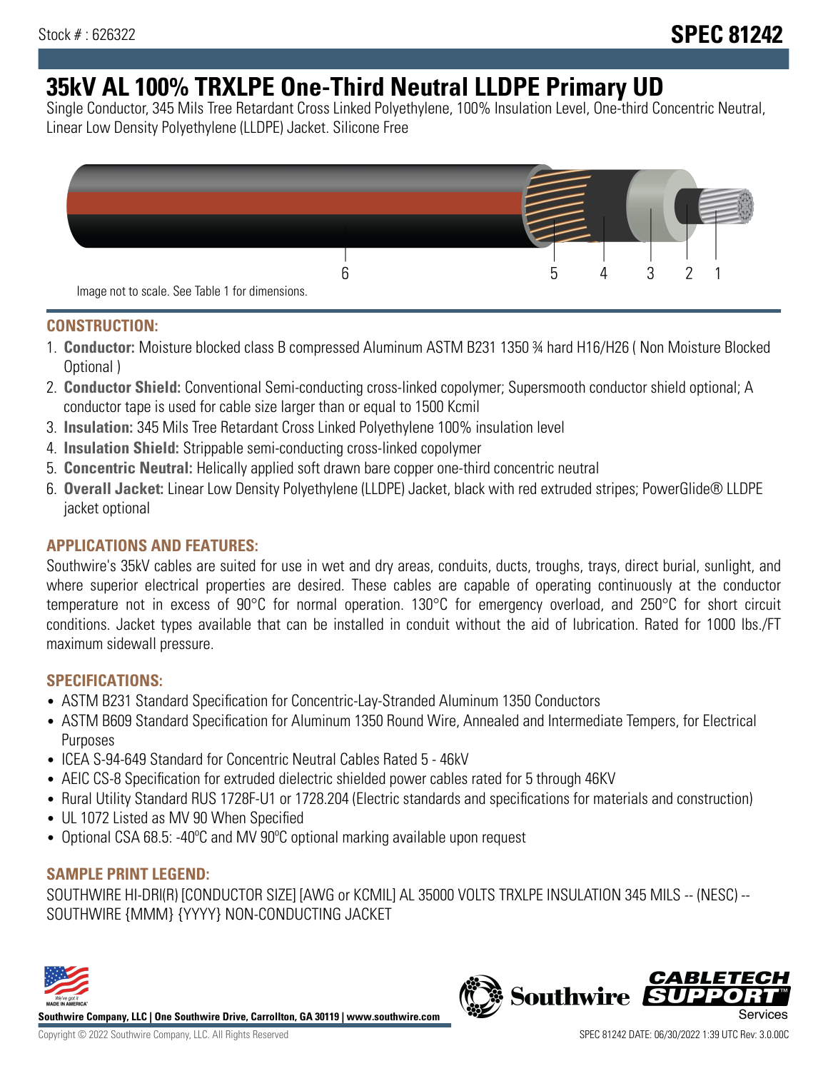Stock # : 626322

# SPEC 81242

# 35kV AL 100% TRXLPE One-Third Neutral LLDPE Primary UD

Single Conductor, 345 Mils Tree Retardant Cross Linked Polyethylene, 100% Insulation Level, One-third Concentric Neutral, Linear Low Density Polyethylene (LLDPE) Jacket. Silicone Free

6 5 4 3 2 1

Image not to scale. See Table 1 for dimensions.

## CONSTRUCTION:

1. **Conductor:** Moisture blocked class B compressed Aluminum ASTM B231 1350 ¾ hard H16/H26 ( Non Moisture Blocked Optional )
2. **Conductor Shield:** Conventional Semi-conducting cross-linked copolymer; Supersmooth conductor shield optional; A conductor tape is used for cable size larger than or equal to 1500 Kcmil
3. **Insulation:** 345 Mils Tree Retardant Cross Linked Polyethylene 100% insulation level
4. **Insulation Shield:** Strippable semi-conducting cross-linked copolymer
5. **Concentric Neutral:** Helically applied soft drawn bare copper one-third concentric neutral
6. **Overall Jacket:** Linear Low Density Polyethylene (LLDPE) Jacket, black with red extruded stripes; PowerGlide® LLDPE jacket optional

## APPLICATIONS AND FEATURES:

Southwire's 35kV cables are suited for use in wet and dry areas, conduits, ducts, troughs, trays, direct burial, sunlight, and where superior electrical properties are desired. These cables are capable of operating continuously at the conductor temperature not in excess of 90°C for normal operation. 130°C for emergency overload, and 250°C for short circuit conditions. Jacket types available that can be installed in conduit without the aid of lubrication. Rated for 1000 lbs./FT maximum sidewall pressure.

## SPECIFICATIONS:

- ASTM B231 Standard Specification for Concentric-Lay-Stranded Aluminum 1350 Conductors
- ASTM B609 Standard Specification for Aluminum 1350 Round Wire, Annealed and Intermediate Tempers, for Electrical Purposes
- ICEA S-94-649 Standard for Concentric Neutral Cables Rated 5 - 46kV
- AEIC CS-8 Specification for extruded dielectric shielded power cables rated for 5 through 46KV
- Rural Utility Standard RUS 1728F-U1 or 1728.204 (Electric standards and specifications for materials and construction)
- UL 1072 Listed as MV 90 When Specified
- Optional CSA 68.5: -40ºC and MV 90ºC optional marking available upon request

## SAMPLE PRINT LEGEND:

SOUTHWIRE HI-DRI(R) [CONDUCTOR SIZE] [AWG or KCMIL] AL 35000 VOLTS TRXLPE INSULATION 345 MILS -- (NESC) -- SOUTHWIRE {MMM} {YYYY} NON-CONDUCTING JACKET

**Southwire Company, LLC | One Southwire Drive, Carrollton, GA 30119 | www.southwire.com**

Copyright © 2022 Southwire Company, LLC. All Rights Reserved

SPEC 81242 DATE: 06/30/2022 1:39 UTC Rev: 3.0.00C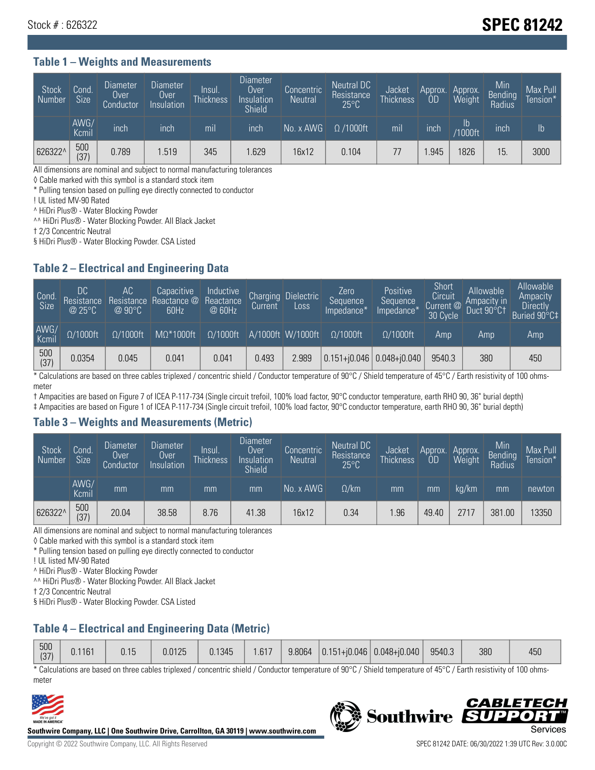Stock # : 626322

# SPEC 81242

## Table 1 – Weights and Measurements

| Stock Number | Cond. Size | Diameter Over Conductor | Diameter Over Insulation | Insul. Thickness | Diameter Over Insulation Shield | Concentric Neutral | Neutral DC Resistance 25°C | Jacket Thickness | Approx. OD | Approx. Weight | Min Bending Radius | Max Pull Tension* |
|---|---|---|---|---|---|---|---|---|---|---|---|---|
| | AWG/ Kcmil | inch | inch | mil | inch | No. x AWG | Ω /1000ft | mil | inch | lb /1000ft | inch | lb |
| 626322^ | 500 (37) | 0.789 | 1.519 | 345 | 1.629 | 16x12 | 0.104 | 77 | 1.945 | 1826 | 15. | 3000 |

All dimensions are nominal and subject to normal manufacturing tolerances
◊ Cable marked with this symbol is a standard stock item
* Pulling tension based on pulling eye directly connected to conductor
! UL listed MV-90 Rated
^ HiDri Plus® - Water Blocking Powder
^^ HiDri Plus® - Water Blocking Powder. All Black Jacket
† 2/3 Concentric Neutral
§ HiDri Plus® - Water Blocking Powder. CSA Listed

## Table 2 – Electrical and Engineering Data

| Cond. Size | DC Resistance @ 25°C | AC Resistance @ 90°C | Capacitive Reactance @ 60Hz | Inductive Reactance @ 60Hz | Charging Current | Dielectric Loss | Zero Sequence Impedance* | Positive Sequence Impedance* | Short Circuit Current @ 30 Cycle | Allowable Ampacity in Duct 90°C† | Allowable Ampacity Directly Buried 90°C‡ |
|---|---|---|---|---|---|---|---|---|---|---|---|
| AWG/ Kcmil | Ω/1000ft | Ω/1000ft | MΩ*1000ft | Ω/1000ft | A/1000ft | W/1000ft | Ω/1000ft | Ω/1000ft | Amp | Amp | Amp |
| 500 (37) | 0.0354 | 0.045 | 0.041 | 0.041 | 0.493 | 2.989 | 0.151+j0.046 | 0.048+j0.040 | 9540.3 | 380 | 450 |

* Calculations are based on three cables triplexed / concentric shield / Conductor temperature of 90°C / Shield temperature of 45°C / Earth resistivity of 100 ohms-meter
† Ampacities are based on Figure 7 of ICEA P-117-734 (Single circuit trefoil, 100% load factor, 90°C conductor temperature, earth RHO 90, 36" burial depth)
‡ Ampacities are based on Figure 1 of ICEA P-117-734 (Single circuit trefoil, 100% load factor, 90°C conductor temperature, earth RHO 90, 36" burial depth)

## Table 3 – Weights and Measurements (Metric)

| Stock Number | Cond. Size | Diameter Over Conductor | Diameter Over Insulation | Insul. Thickness | Diameter Over Insulation Shield | Concentric Neutral | Neutral DC Resistance 25°C | Jacket Thickness | Approx. OD | Approx. Weight | Min Bending Radius | Max Pull Tension* |
|---|---|---|---|---|---|---|---|---|---|---|---|---|
| | AWG/ Kcmil | mm | mm | mm | mm | No. x AWG | Ω/km | mm | mm | kg/km | mm | newton |
| 626322^ | 500 (37) | 20.04 | 38.58 | 8.76 | 41.38 | 16x12 | 0.34 | 1.96 | 49.40 | 2717 | 381.00 | 13350 |

All dimensions are nominal and subject to normal manufacturing tolerances
◊ Cable marked with this symbol is a standard stock item
* Pulling tension based on pulling eye directly connected to conductor
! UL listed MV-90 Rated
^ HiDri Plus® - Water Blocking Powder
^^ HiDri Plus® - Water Blocking Powder. All Black Jacket
† 2/3 Concentric Neutral
§ HiDri Plus® - Water Blocking Powder. CSA Listed

## Table 4 – Electrical and Engineering Data (Metric)

| | | | | | | | | | | | |
|---|---|---|---|---|---|---|---|---|---|---|---|
| 500 (37) | 0.1161 | 0.15 | 0.0125 | 0.1345 | 1.617 | 9.8064 | 0.151+j0.046 | 0.048+j0.040 | 9540.3 | 380 | 450 |

* Calculations are based on three cables triplexed / concentric shield / Conductor temperature of 90°C / Shield temperature of 45°C / Earth resistivity of 100 ohms-meter

Southwire Company, LLC | One Southwire Drive, Carrollton, GA 30119 | www.southwire.com

Copyright © 2022 Southwire Company, LLC. All Rights Reserved

SPEC 81242 DATE: 06/30/2022 1:39 UTC Rev: 3.0.00C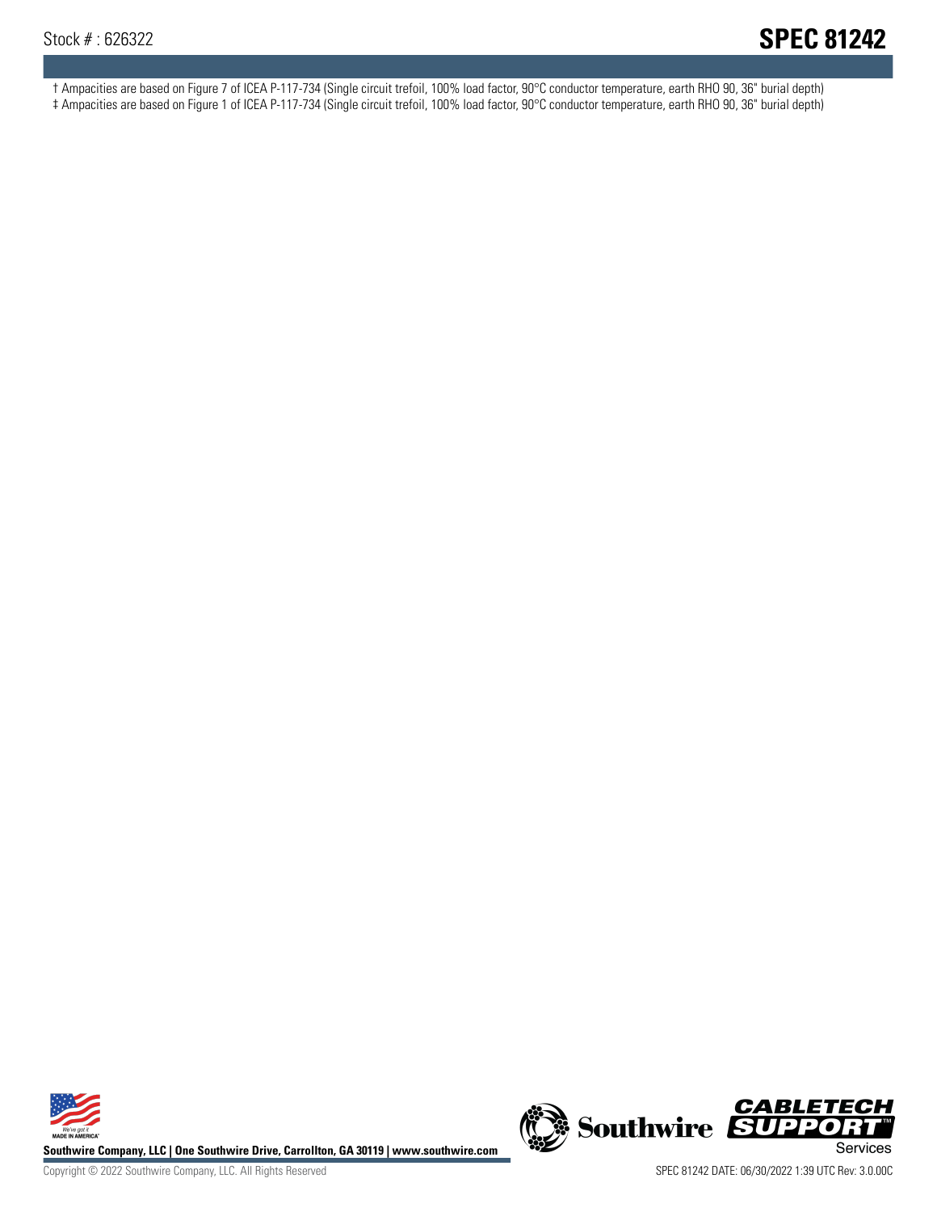† Ampacities are based on Figure 7 of ICEA P-117-734 (Single circuit trefoil, 100% load factor, 90°C conductor temperature, earth RHO 90, 36" burial depth)

‡ Ampacities are based on Figure 1 of ICEA P-117-734 (Single circuit trefoil, 100% load factor, 90°C conductor temperature, earth RHO 90, 36" burial depth)